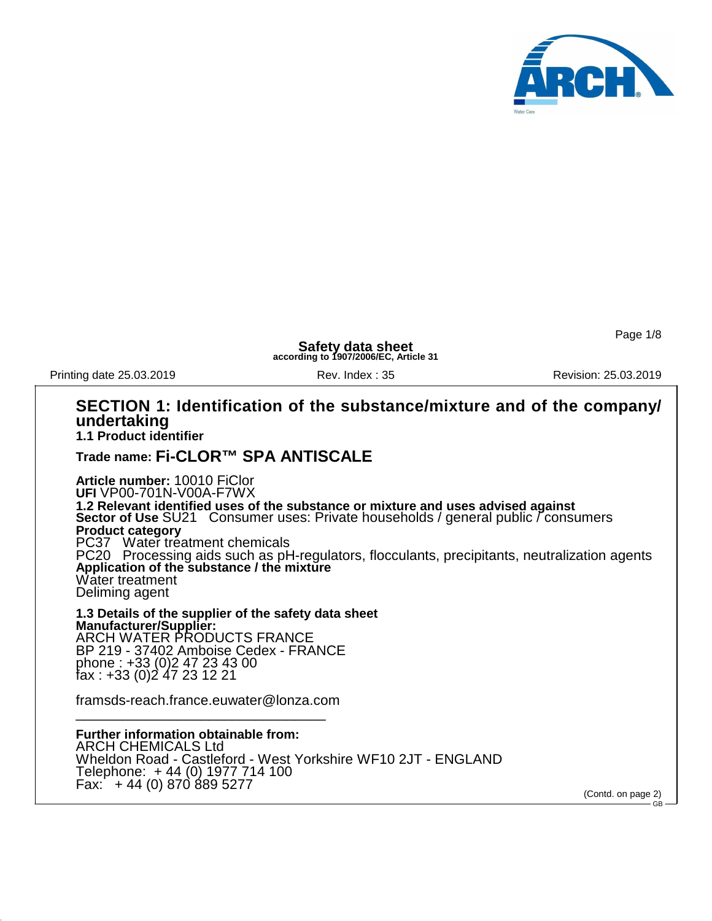# Safety data sheet

**according to 1907/2006/EC, Article 31**

Printing date 25.03.2019 Rev. Index : 35 Revision: 25.03.2019

## SECTION 1: Identification of the substance/mixture and of the company/ undertaking

### 1.1 Product identifier

**Trade name: Fi-CLOR™ SPA ANTISCALE**

**Article number:** 10010 FiClor

**UFI** VP00-701N-V00A-F7WX

### 1.2 Relevant identified uses of the substance or mixture and uses advised against

**Sector of Use** SU21 Consumer uses: Private households / general public / consumers

**Product category**

PC37 Water treatment chemicals

PC20 Processing aids such as pH-regulators, flocculants, precipitants, neutralization agents

**Application of the substance / the mixture**

Water treatment

Deliming agent

### 1.3 Details of the supplier of the safety data sheet

**Manufacturer/Supplier:**

ARCH WATER PRODUCTS FRANCE

BP 219 - 37402 Amboise Cedex - FRANCE

phone : +33 (0)2 47 23 43 00

fax : +33 (0)2 47 23 12 21

framsds-reach.france.euwater@lonza.com

---

**Further information obtainable from:**

ARCH CHEMICALS Ltd

Wheldon Road - Castleford - West Yorkshire WF10 2JT - ENGLAND

Telephone: + 44 (0) 1977 714 100

Fax: + 44 (0) 870 889 5277

(Contd. on page 2)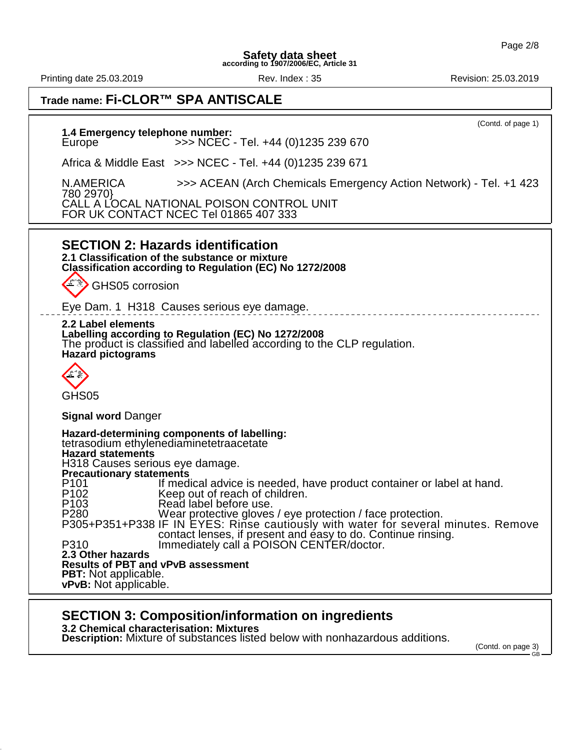Trade name: **Fi-CLOR™ SPA ANTISCALE**

(Contd. of page 1)

**1.4 Emergency telephone number:**

Europe >>> NCEC - Tel. +44 (0)1235 239 670

Africa & Middle East >>> NCEC - Tel. +44 (0)1235 239 671

N.AMERICA >>> ACEAN (Arch Chemicals Emergency Action Network) - Tel. +1 423 780 2970}
CALL A LOCAL NATIONAL POISON CONTROL UNIT
FOR UK CONTACT NCEC Tel 01865 407 333

## SECTION 2: Hazards identification

**2.1 Classification of the substance or mixture**

**Classification according to Regulation (EC) No 1272/2008**

GHS05 corrosion

Eye Dam. 1 H318 Causes serious eye damage.

**2.2 Label elements**

**Labelling according to Regulation (EC) No 1272/2008**

The product is classified and labelled according to the CLP regulation.

**Hazard pictograms**

GHS05

**Signal word** Danger

**Hazard-determining components of labelling:**
tetrasodium ethylenediaminetetraacetate

**Hazard statements**
H318 Causes serious eye damage.

**Precautionary statements**

| | |
|---|---|
| P101 | If medical advice is needed, have product container or label at hand. |
| P102 | Keep out of reach of children. |
| P103 | Read label before use. |
| P280 | Wear protective gloves / eye protection / face protection. |
| P305+P351+P338 | IF IN EYES: Rinse cautiously with water for several minutes. Remove contact lenses, if present and easy to do. Continue rinsing. |
| P310 | Immediately call a POISON CENTER/doctor. |

**2.3 Other hazards**

**Results of PBT and vPvB assessment**

**PBT:** Not applicable.

**vPvB:** Not applicable.

## SECTION 3: Composition/information on ingredients

**3.2 Chemical characterisation: Mixtures**

**Description:** Mixture of substances listed below with nonhazardous additions.

(Contd. on page 3)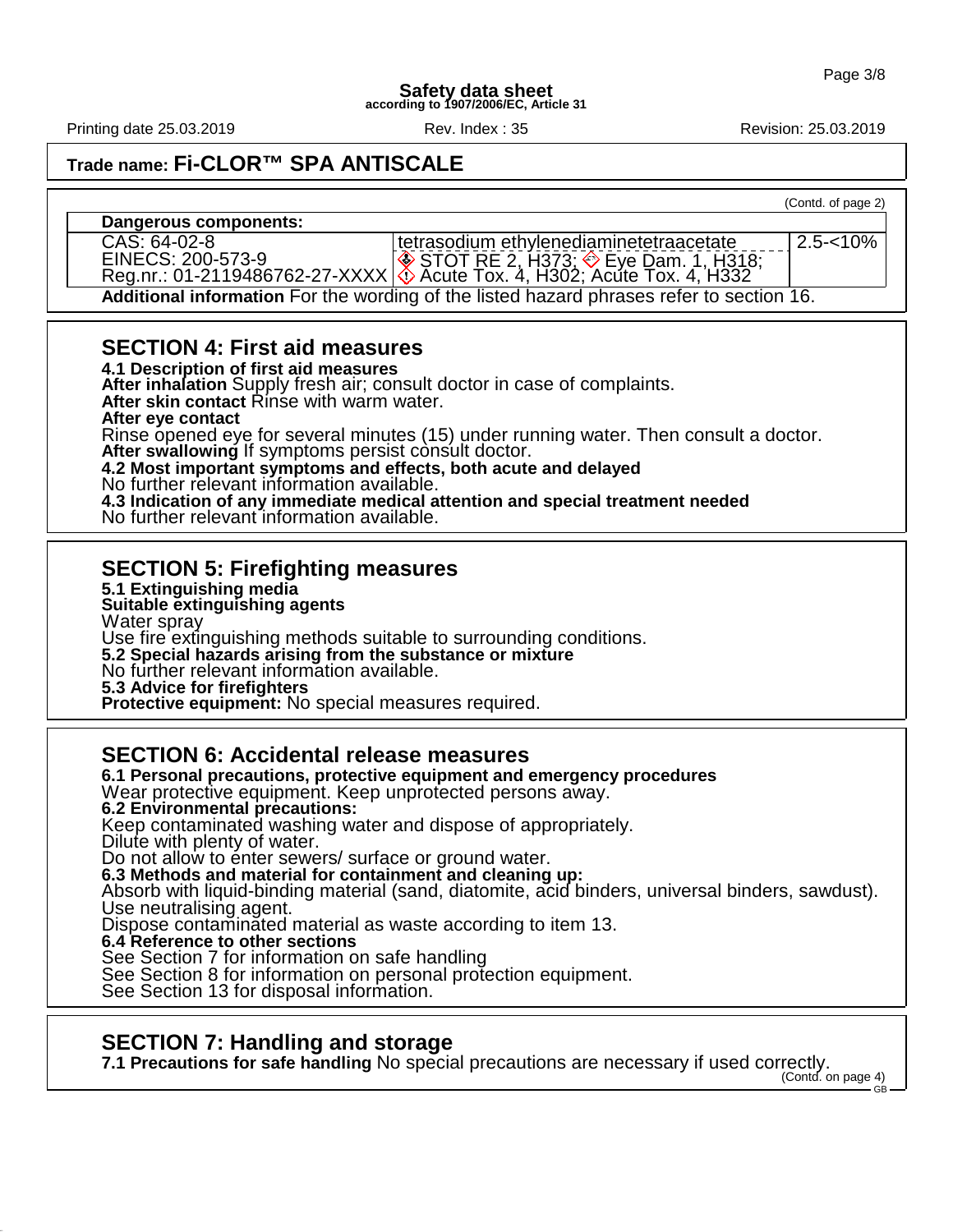**Trade name: Fi-CLOR™ SPA ANTISCALE**

(Contd. of page 2)

| Dangerous components: | | |
|---|---|---|
| CAS: 64-02-8<br>EINECS: 200-573-9<br>Reg.nr.: 01-2119486762-27-XXXX | tetrasodium ethylenediaminetetraacetate<br>STOT RE 2, H373; Eye Dam. 1, H318; Acute Tox. 4, H302; Acute Tox. 4, H332 | 2.5-<10% |

**Additional information** For the wording of the listed hazard phrases refer to section 16.

## SECTION 4: First aid measures

**4.1 Description of first aid measures**

**After inhalation** Supply fresh air; consult doctor in case of complaints.

**After skin contact** Rinse with warm water.

**After eye contact**

Rinse opened eye for several minutes (15) under running water. Then consult a doctor.

**After swallowing** If symptoms persist consult doctor.

**4.2 Most important symptoms and effects, both acute and delayed**

No further relevant information available.

**4.3 Indication of any immediate medical attention and special treatment needed**

No further relevant information available.

## SECTION 5: Firefighting measures

**5.1 Extinguishing media**

**Suitable extinguishing agents**

Water spray

Use fire extinguishing methods suitable to surrounding conditions.

**5.2 Special hazards arising from the substance or mixture**

No further relevant information available.

**5.3 Advice for firefighters**

**Protective equipment:** No special measures required.

## SECTION 6: Accidental release measures

**6.1 Personal precautions, protective equipment and emergency procedures**

Wear protective equipment. Keep unprotected persons away.

**6.2 Environmental precautions:**

Keep contaminated washing water and dispose of appropriately.

Dilute with plenty of water.

Do not allow to enter sewers/ surface or ground water.

**6.3 Methods and material for containment and cleaning up:**

Absorb with liquid-binding material (sand, diatomite, acid binders, universal binders, sawdust).

Use neutralising agent.

Dispose contaminated material as waste according to item 13.

**6.4 Reference to other sections**

See Section 7 for information on safe handling

See Section 8 for information on personal protection equipment.

See Section 13 for disposal information.

## SECTION 7: Handling and storage

**7.1 Precautions for safe handling** No special precautions are necessary if used correctly.

(Contd. on page 4)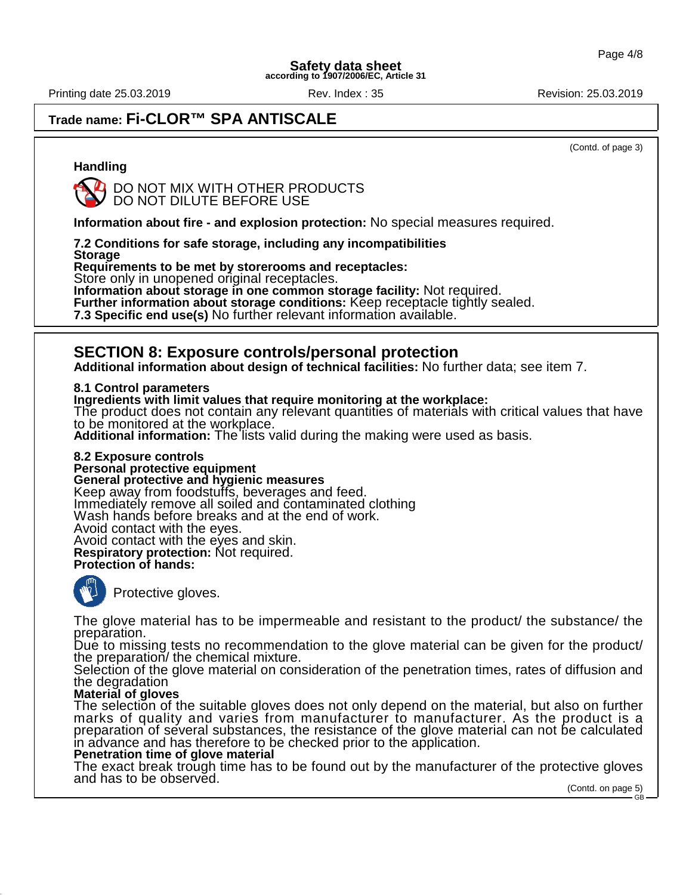## Trade name: Fi-CLOR™ SPA ANTISCALE

(Contd. of page 3)

**Handling**

DO NOT MIX WITH OTHER PRODUCTS
DO NOT DILUTE BEFORE USE

**Information about fire - and explosion protection:** No special measures required.

**7.2 Conditions for safe storage, including any incompatibilities**
**Storage**
**Requirements to be met by storerooms and receptacles:**
Store only in unopened original receptacles.
**Information about storage in one common storage facility:** Not required.
**Further information about storage conditions:** Keep receptacle tightly sealed.
**7.3 Specific end use(s)** No further relevant information available.

## SECTION 8: Exposure controls/personal protection

**Additional information about design of technical facilities:** No further data; see item 7.

**8.1 Control parameters**
**Ingredients with limit values that require monitoring at the workplace:**
The product does not contain any relevant quantities of materials with critical values that have to be monitored at the workplace.
**Additional information:** The lists valid during the making were used as basis.

**8.2 Exposure controls**
**Personal protective equipment**
**General protective and hygienic measures**
Keep away from foodstuffs, beverages and feed.
Immediately remove all soiled and contaminated clothing
Wash hands before breaks and at the end of work.
Avoid contact with the eyes.
Avoid contact with the eyes and skin.
**Respiratory protection:** Not required.
**Protection of hands:**

Protective gloves.

The glove material has to be impermeable and resistant to the product/ the substance/ the preparation.
Due to missing tests no recommendation to the glove material can be given for the product/ the preparation/ the chemical mixture.
Selection of the glove material on consideration of the penetration times, rates of diffusion and the degradation
**Material of gloves**
The selection of the suitable gloves does not only depend on the material, but also on further marks of quality and varies from manufacturer to manufacturer. As the product is a preparation of several substances, the resistance of the glove material can not be calculated in advance and has therefore to be checked prior to the application.
**Penetration time of glove material**
The exact break trough time has to be found out by the manufacturer of the protective gloves and has to be observed.

(Contd. on page 5)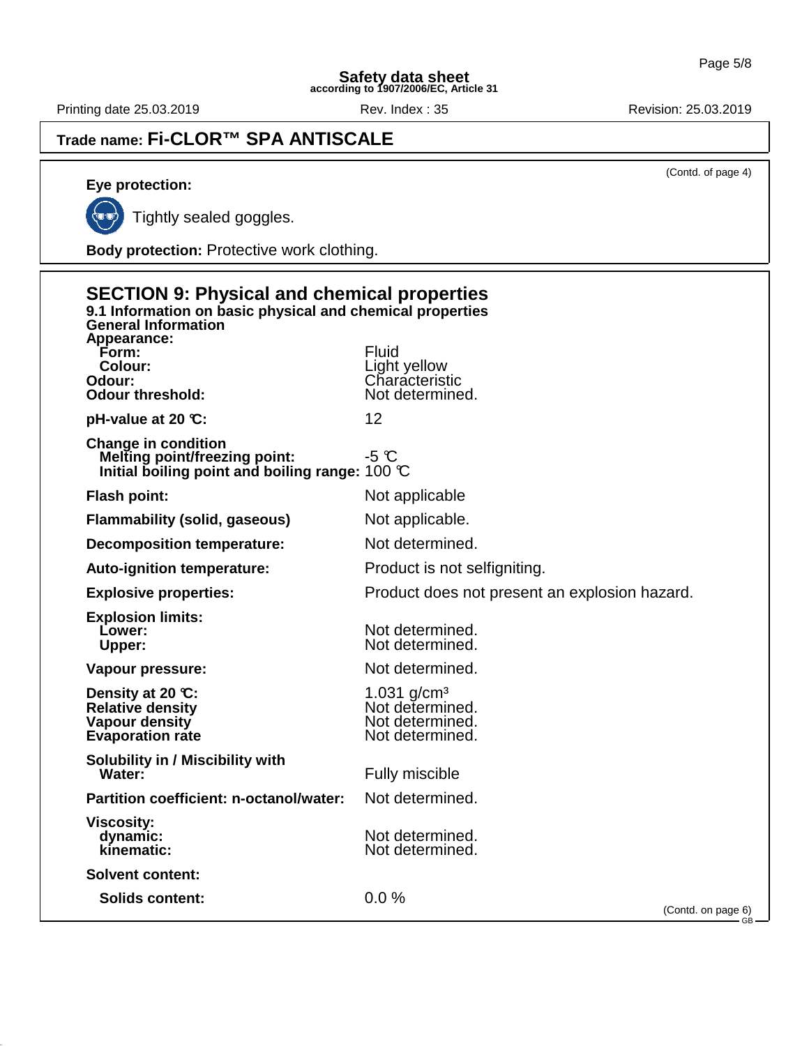Safety data sheet
according to 1907/2006/EC, Article 31

Printing date 25.03.2019 Rev. Index : 35 Revision: 25.03.2019

**Trade name: Fi-CLOR™ SPA ANTISCALE**

(Contd. of page 4)

**Eye protection:**

Tightly sealed goggles.

**Body protection:** Protective work clothing.

## SECTION 9: Physical and chemical properties

### 9.1 Information on basic physical and chemical properties

**General Information**

| | |
|---|---|
| **Appearance:** | |
| **Form:** | Fluid |
| **Colour:** | Light yellow |
| **Odour:** | Characteristic |
| **Odour threshold:** | Not determined. |
| **pH-value at 20 °C:** | 12 |
| **Change in condition** | |
| **Melting point/freezing point:** | -5 °C |
| **Initial boiling point and boiling range:** | 100 °C |
| **Flash point:** | Not applicable |
| **Flammability (solid, gaseous)** | Not applicable. |
| **Decomposition temperature:** | Not determined. |
| **Auto-ignition temperature:** | Product is not selfigniting. |
| **Explosive properties:** | Product does not present an explosion hazard. |
| **Explosion limits:** | |
| **Lower:** | Not determined. |
| **Upper:** | Not determined. |
| **Vapour pressure:** | Not determined. |
| **Density at 20 °C:** | 1.031 g/cm³ |
| **Relative density** | Not determined. |
| **Vapour density** | Not determined. |
| **Evaporation rate** | Not determined. |
| **Solubility in / Miscibility with** | |
| **Water:** | Fully miscible |
| **Partition coefficient: n-octanol/water:** | Not determined. |
| **Viscosity:** | |
| **dynamic:** | Not determined. |
| **kinematic:** | Not determined. |
| **Solvent content:** | |
| **Solids content:** | 0.0 % |

(Contd. on page 6)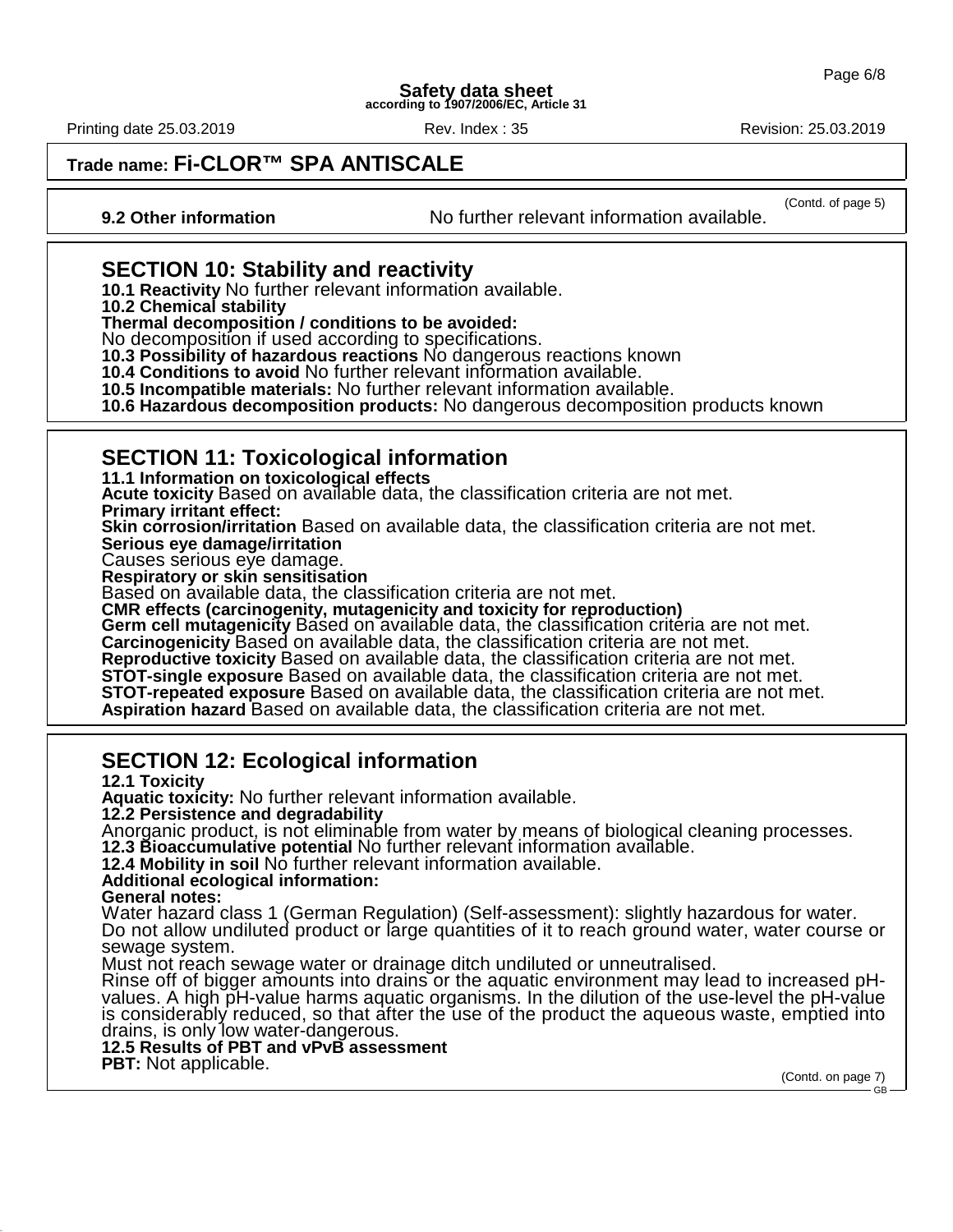**Trade name: Fi-CLOR™ SPA ANTISCALE**

(Contd. of page 5)

**9.2 Other information** No further relevant information available.

## SECTION 10: Stability and reactivity

**10.1 Reactivity** No further relevant information available.
**10.2 Chemical stability**
**Thermal decomposition / conditions to be avoided:**
No decomposition if used according to specifications.
**10.3 Possibility of hazardous reactions** No dangerous reactions known
**10.4 Conditions to avoid** No further relevant information available.
**10.5 Incompatible materials:** No further relevant information available.
**10.6 Hazardous decomposition products:** No dangerous decomposition products known

## SECTION 11: Toxicological information

**11.1 Information on toxicological effects**
**Acute toxicity** Based on available data, the classification criteria are not met.
**Primary irritant effect:**
**Skin corrosion/irritation** Based on available data, the classification criteria are not met.
**Serious eye damage/irritation**
Causes serious eye damage.
**Respiratory or skin sensitisation**
Based on available data, the classification criteria are not met.
**CMR effects (carcinogenity, mutagenicity and toxicity for reproduction)**
**Germ cell mutagenicity** Based on available data, the classification criteria are not met.
**Carcinogenicity** Based on available data, the classification criteria are not met.
**Reproductive toxicity** Based on available data, the classification criteria are not met.
**STOT-single exposure** Based on available data, the classification criteria are not met.
**STOT-repeated exposure** Based on available data, the classification criteria are not met.
**Aspiration hazard** Based on available data, the classification criteria are not met.

## SECTION 12: Ecological information

**12.1 Toxicity**
**Aquatic toxicity:** No further relevant information available.
**12.2 Persistence and degradability**
Anorganic product, is not eliminable from water by means of biological cleaning processes.
**12.3 Bioaccumulative potential** No further relevant information available.
**12.4 Mobility in soil** No further relevant information available.
**Additional ecological information:**
**General notes:**
Water hazard class 1 (German Regulation) (Self-assessment): slightly hazardous for water.
Do not allow undiluted product or large quantities of it to reach ground water, water course or sewage system.
Must not reach sewage water or drainage ditch undiluted or unneutralised.
Rinse off of bigger amounts into drains or the aquatic environment may lead to increased pH-values. A high pH-value harms aquatic organisms. In the dilution of the use-level the pH-value is considerably reduced, so that after the use of the product the aqueous waste, emptied into drains, is only low water-dangerous.
**12.5 Results of PBT and vPvB assessment**
**PBT:** Not applicable.

(Contd. on page 7)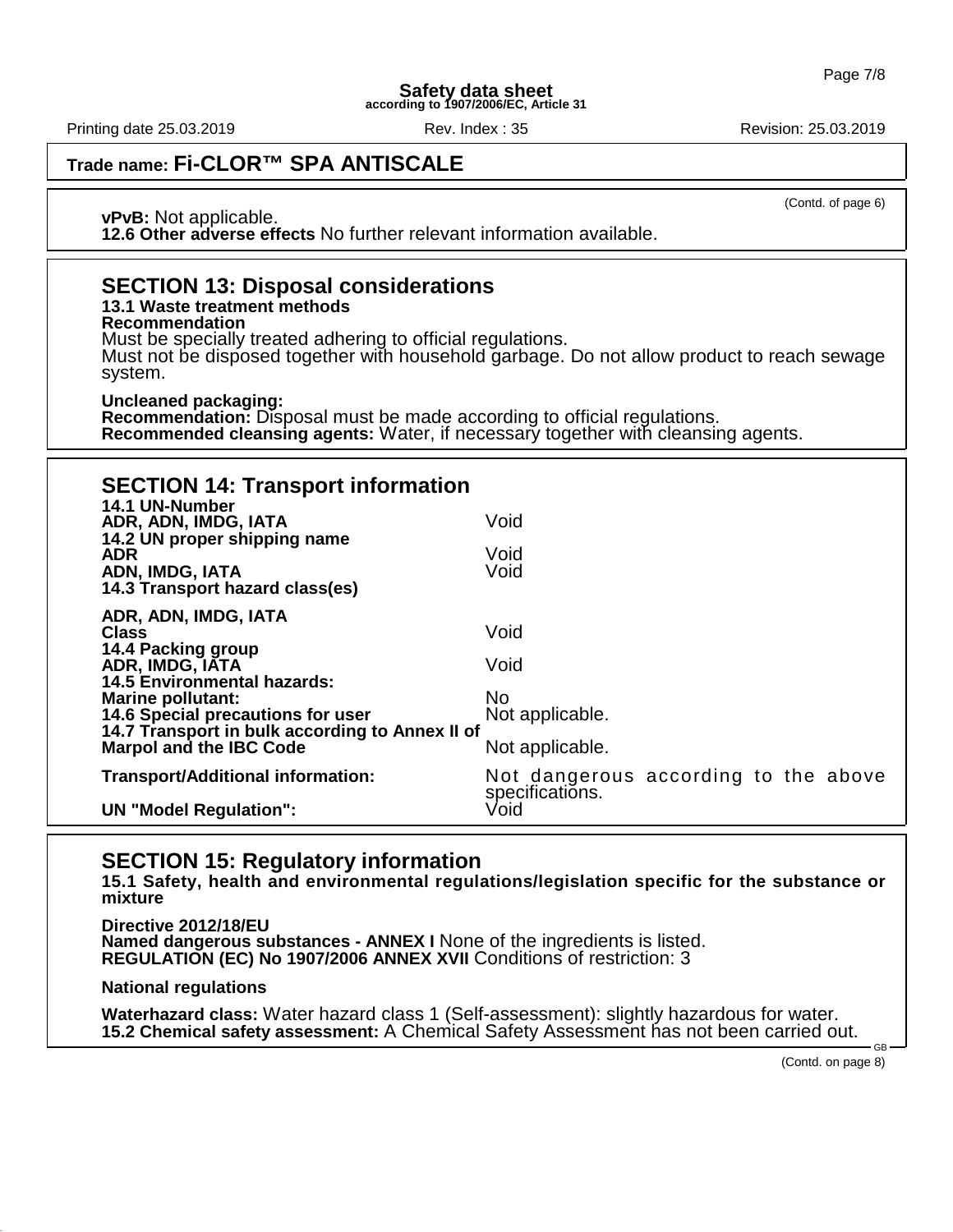**Trade name: Fi-CLOR™ SPA ANTISCALE**

(Contd. of page 6)

**vPvB:** Not applicable.
**12.6 Other adverse effects** No further relevant information available.

## SECTION 13: Disposal considerations

**13.1 Waste treatment methods**
**Recommendation**
Must be specially treated adhering to official regulations.
Must not be disposed together with household garbage. Do not allow product to reach sewage system.

**Uncleaned packaging:**
**Recommendation:** Disposal must be made according to official regulations.
**Recommended cleansing agents:** Water, if necessary together with cleansing agents.

## SECTION 14: Transport information

| | |
|---|---|
| **14.1 UN-Number** | |
| **ADR, ADN, IMDG, IATA** | Void |
| **14.2 UN proper shipping name** | |
| **ADR** | Void |
| **ADN, IMDG, IATA** | Void |
| **14.3 Transport hazard class(es)** | |
| **ADR, ADN, IMDG, IATA** | |
| **Class** | Void |
| **14.4 Packing group** | |
| **ADR, IMDG, IATA** | Void |
| **14.5 Environmental hazards:** | |
| **Marine pollutant:** | No |
| **14.6 Special precautions for user** | Not applicable. |
| **14.7 Transport in bulk according to Annex II of Marpol and the IBC Code** | Not applicable. |
| **Transport/Additional information:** | Not dangerous according to the above specifications. |
| **UN "Model Regulation":** | Void |

## SECTION 15: Regulatory information

**15.1 Safety, health and environmental regulations/legislation specific for the substance or mixture**

**Directive 2012/18/EU**
**Named dangerous substances - ANNEX I** None of the ingredients is listed.
**REGULATION (EC) No 1907/2006 ANNEX XVII** Conditions of restriction: 3

**National regulations**

**Waterhazard class:** Water hazard class 1 (Self-assessment): slightly hazardous for water.
**15.2 Chemical safety assessment:** A Chemical Safety Assessment has not been carried out.

(Contd. on page 8)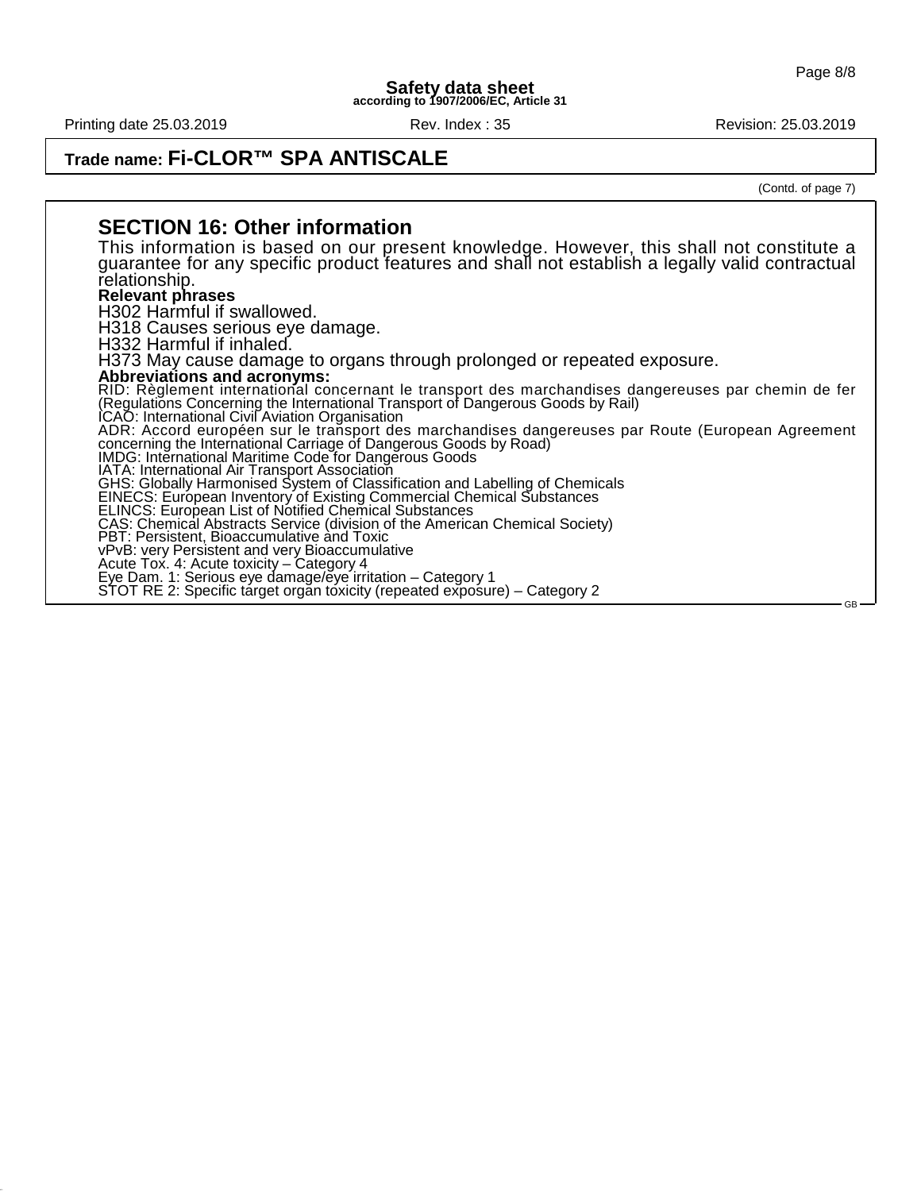## SECTION 16: Other information

This information is based on our present knowledge. However, this shall not constitute a guarantee for any specific product features and shall not establish a legally valid contractual relationship.

**Relevant phrases**

H302 Harmful if swallowed.
H318 Causes serious eye damage.
H332 Harmful if inhaled.
H373 May cause damage to organs through prolonged or repeated exposure.

**Abbreviations and acronyms:**

RID: Règlement international concernant le transport des marchandises dangereuses par chemin de fer (Regulations Concerning the International Transport of Dangerous Goods by Rail)
ICAO: International Civil Aviation Organisation
ADR: Accord européen sur le transport des marchandises dangereuses par Route (European Agreement concerning the International Carriage of Dangerous Goods by Road)
IMDG: International Maritime Code for Dangerous Goods
IATA: International Air Transport Association
GHS: Globally Harmonised System of Classification and Labelling of Chemicals
EINECS: European Inventory of Existing Commercial Chemical Substances
ELINCS: European List of Notified Chemical Substances
CAS: Chemical Abstracts Service (division of the American Chemical Society)
PBT: Persistent, Bioaccumulative and Toxic
vPvB: very Persistent and very Bioaccumulative
Acute Tox. 4: Acute toxicity – Category 4
Eye Dam. 1: Serious eye damage/eye irritation – Category 1
STOT RE 2: Specific target organ toxicity (repeated exposure) – Category 2